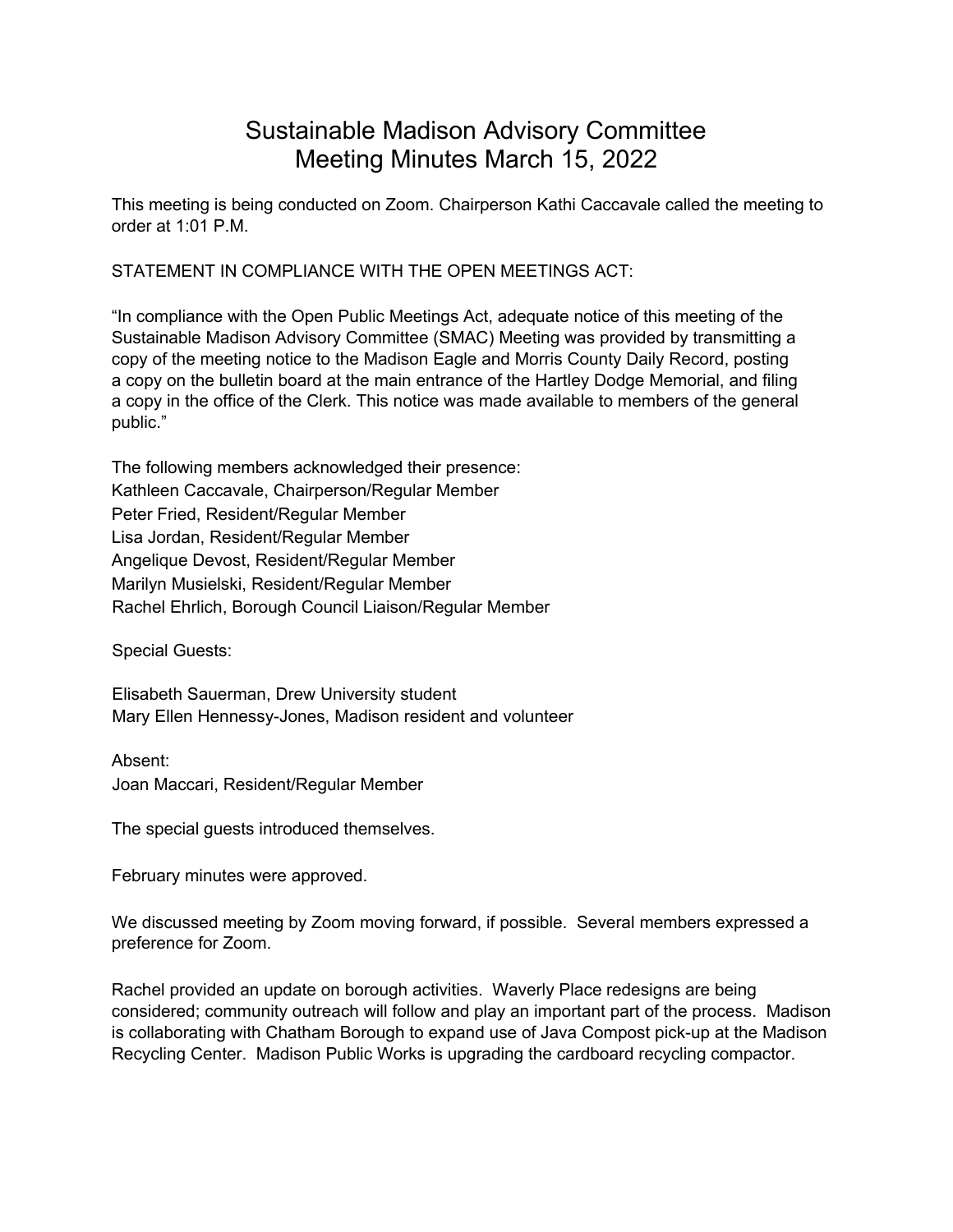# Sustainable Madison Advisory Committee
# Meeting Minutes March 15, 2022

This meeting is being conducted on Zoom. Chairperson Kathi Caccavale called the meeting to order at 1:01 P.M.

STATEMENT IN COMPLIANCE WITH THE OPEN MEETINGS ACT:

"In compliance with the Open Public Meetings Act, adequate notice of this meeting of the Sustainable Madison Advisory Committee (SMAC) Meeting was provided by transmitting a copy of the meeting notice to the Madison Eagle and Morris County Daily Record, posting a copy on the bulletin board at the main entrance of the Hartley Dodge Memorial, and filing a copy in the office of the Clerk. This notice was made available to members of the general public."

The following members acknowledged their presence:
Kathleen Caccavale, Chairperson/Regular Member
Peter Fried, Resident/Regular Member
Lisa Jordan, Resident/Regular Member
Angelique Devost, Resident/Regular Member
Marilyn Musielski, Resident/Regular Member
Rachel Ehrlich, Borough Council Liaison/Regular Member

Special Guests:

Elisabeth Sauerman, Drew University student
Mary Ellen Hennessy-Jones, Madison resident and volunteer

Absent:
Joan Maccari, Resident/Regular Member

The special guests introduced themselves.

February minutes were approved.

We discussed meeting by Zoom moving forward, if possible. Several members expressed a preference for Zoom.

Rachel provided an update on borough activities. Waverly Place redesigns are being considered; community outreach will follow and play an important part of the process. Madison is collaborating with Chatham Borough to expand use of Java Compost pick-up at the Madison Recycling Center. Madison Public Works is upgrading the cardboard recycling compactor.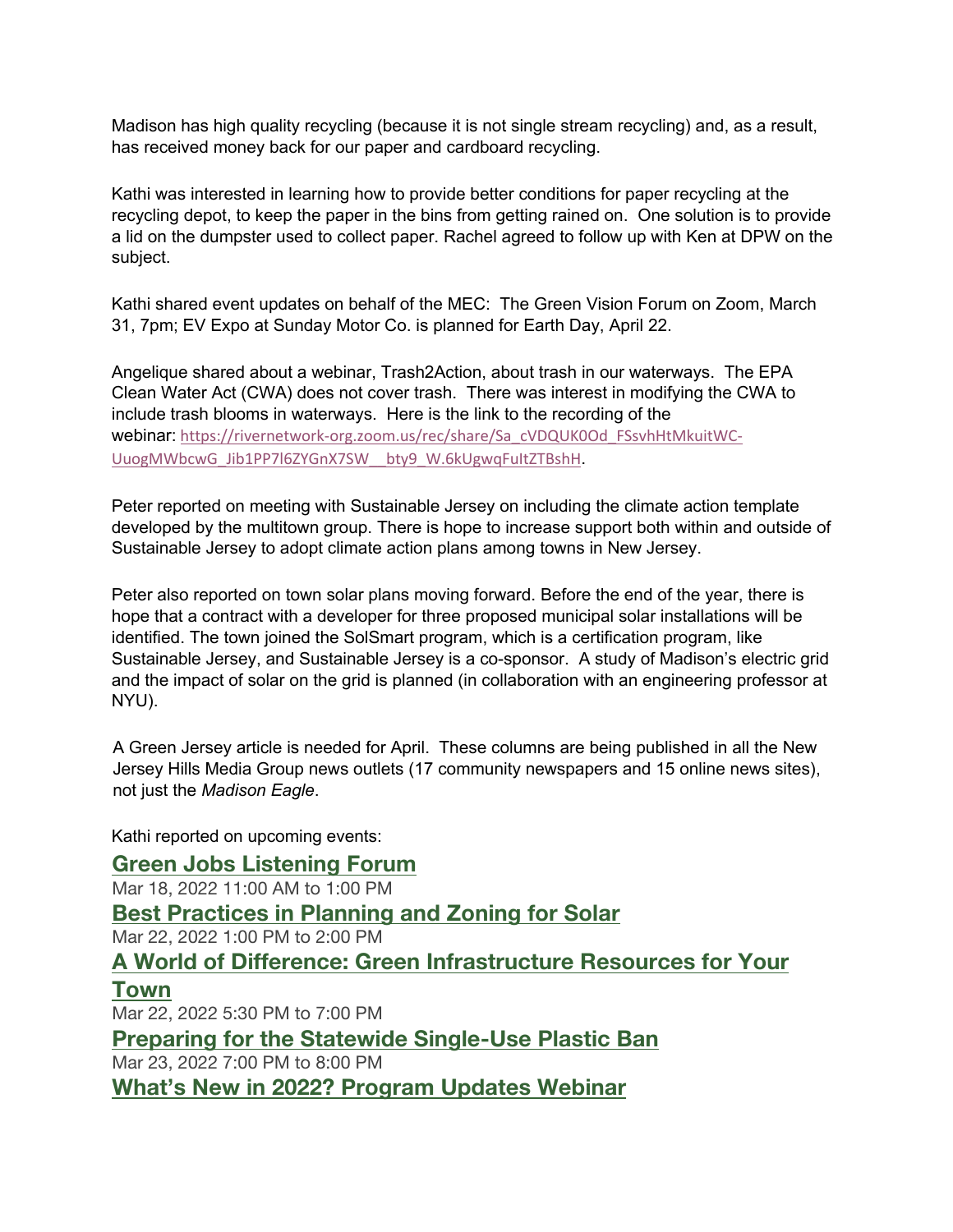Madison has high quality recycling (because it is not single stream recycling) and, as a result, has received money back for our paper and cardboard recycling.

Kathi was interested in learning how to provide better conditions for paper recycling at the recycling depot, to keep the paper in the bins from getting rained on. One solution is to provide a lid on the dumpster used to collect paper. Rachel agreed to follow up with Ken at DPW on the subject.

Kathi shared event updates on behalf of the MEC: The Green Vision Forum on Zoom, March 31, 7pm; EV Expo at Sunday Motor Co. is planned for Earth Day, April 22.

Angelique shared about a webinar, Trash2Action, about trash in our waterways. The EPA Clean Water Act (CWA) does not cover trash. There was interest in modifying the CWA to include trash blooms in waterways. Here is the link to the recording of the webinar: https://rivernetwork-org.zoom.us/rec/share/Sa_cVDQUK0Od_FSsvhHtMkuitWC-UuogMWbcwG_Jib1PP7l6ZYGnX7SW__bty9_W.6kUgwqFuItZTBshH.

Peter reported on meeting with Sustainable Jersey on including the climate action template developed by the multitown group. There is hope to increase support both within and outside of Sustainable Jersey to adopt climate action plans among towns in New Jersey.

Peter also reported on town solar plans moving forward. Before the end of the year, there is hope that a contract with a developer for three proposed municipal solar installations will be identified. The town joined the SolSmart program, which is a certification program, like Sustainable Jersey, and Sustainable Jersey is a co-sponsor. A study of Madison's electric grid and the impact of solar on the grid is planned (in collaboration with an engineering professor at NYU).

A Green Jersey article is needed for April. These columns are being published in all the New Jersey Hills Media Group news outlets (17 community newspapers and 15 online news sites), not just the *Madison Eagle*.

Kathi reported on upcoming events:

**Green Jobs Listening Forum**
Mar 18, 2022 11:00 AM to 1:00 PM

**Best Practices in Planning and Zoning for Solar**
Mar 22, 2022 1:00 PM to 2:00 PM

**A World of Difference: Green Infrastructure Resources for Your Town**
Mar 22, 2022 5:30 PM to 7:00 PM

**Preparing for the Statewide Single-Use Plastic Ban**
Mar 23, 2022 7:00 PM to 8:00 PM

**What's New in 2022? Program Updates Webinar**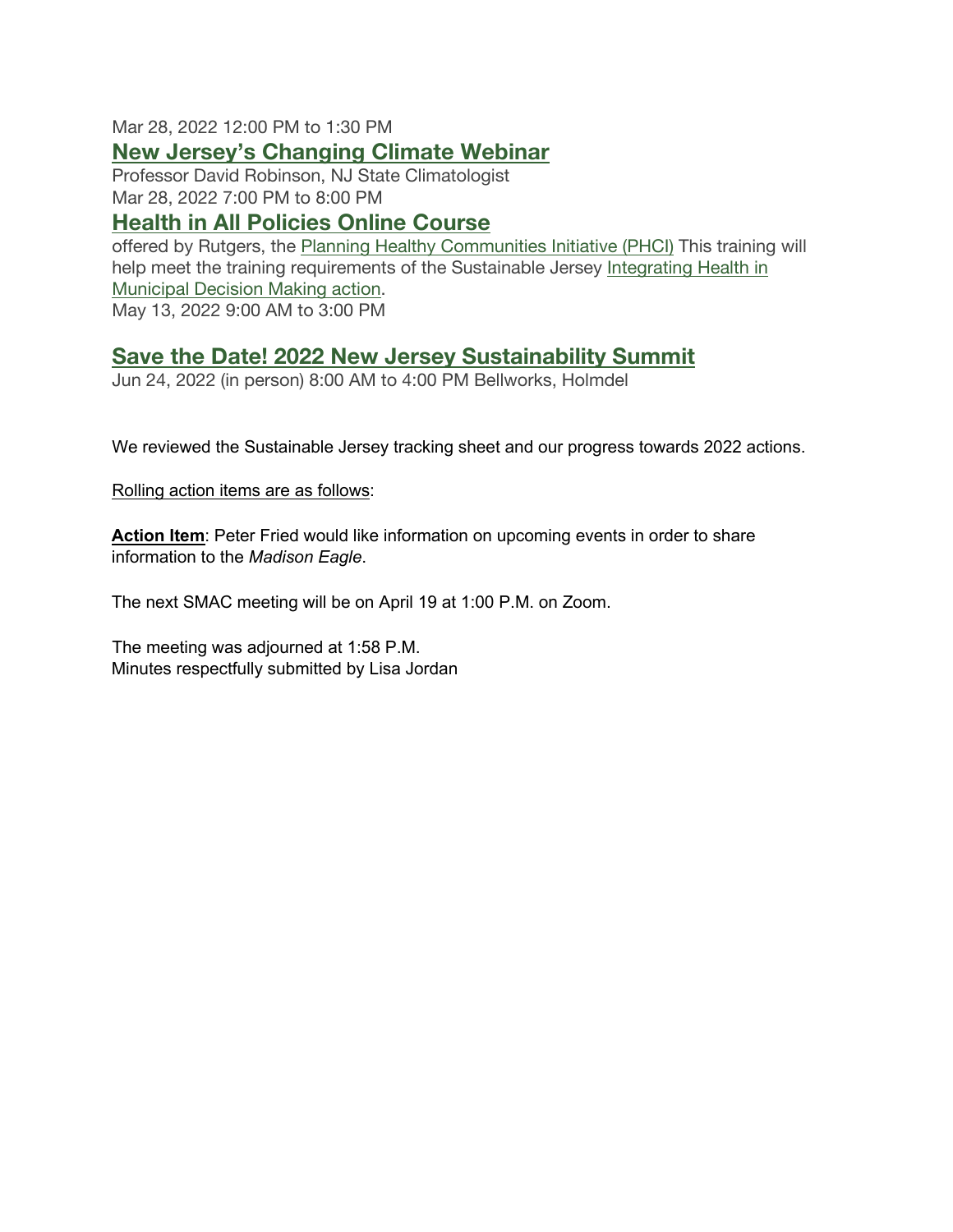Mar 28, 2022 12:00 PM to 1:30 PM

### New Jersey's Changing Climate Webinar

Professor David Robinson, NJ State Climatologist
Mar 28, 2022 7:00 PM to 8:00 PM

### Health in All Policies Online Course

offered by Rutgers, the Planning Healthy Communities Initiative (PHCI) This training will help meet the training requirements of the Sustainable Jersey Integrating Health in Municipal Decision Making action.
May 13, 2022 9:00 AM to 3:00 PM

### Save the Date! 2022 New Jersey Sustainability Summit

Jun 24, 2022 (in person) 8:00 AM to 4:00 PM Bellworks, Holmdel

We reviewed the Sustainable Jersey tracking sheet and our progress towards 2022 actions.

Rolling action items are as follows:

**Action Item**: Peter Fried would like information on upcoming events in order to share information to the *Madison Eagle*.

The next SMAC meeting will be on April 19 at 1:00 P.M. on Zoom.

The meeting was adjourned at 1:58 P.M.
Minutes respectfully submitted by Lisa Jordan